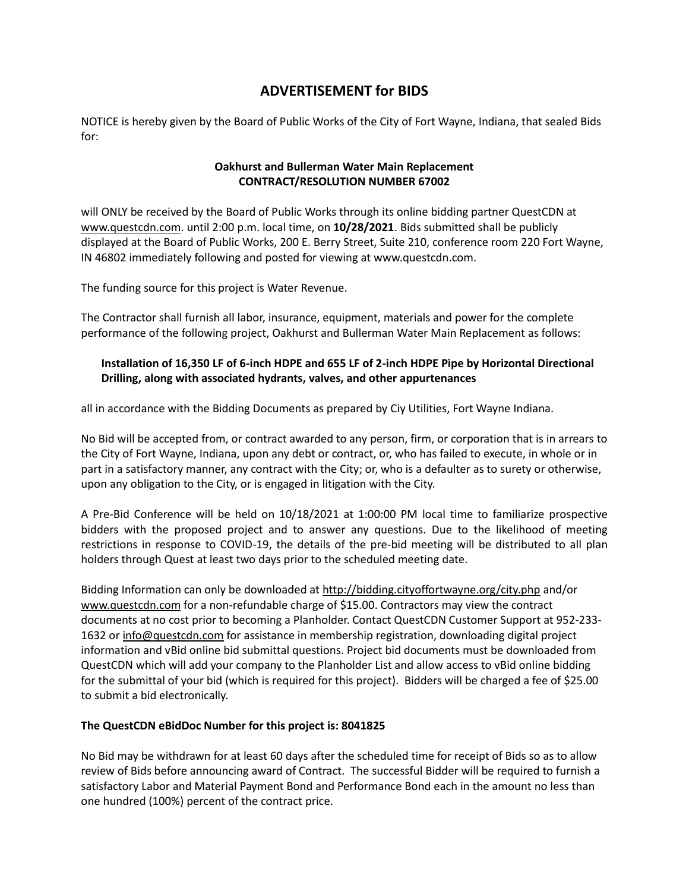# ADVERTISEMENT for BIDS

NOTICE is hereby given by the Board of Public Works of the City of Fort Wayne, Indiana, that sealed Bids for:

**Oakhurst and Bullerman Water Main Replacement**
**CONTRACT/RESOLUTION NUMBER 67002**

will ONLY be received by the Board of Public Works through its online bidding partner QuestCDN at www.questcdn.com. until 2:00 p.m. local time, on **10/28/2021**. Bids submitted shall be publicly displayed at the Board of Public Works, 200 E. Berry Street, Suite 210, conference room 220 Fort Wayne, IN 46802 immediately following and posted for viewing at www.questcdn.com.

The funding source for this project is Water Revenue.

The Contractor shall furnish all labor, insurance, equipment, materials and power for the complete performance of the following project, Oakhurst and Bullerman Water Main Replacement as follows:

**Installation of 16,350 LF of 6-inch HDPE and 655 LF of 2-inch HDPE Pipe by Horizontal Directional Drilling, along with associated hydrants, valves, and other appurtenances**

all in accordance with the Bidding Documents as prepared by Ciy Utilities, Fort Wayne Indiana.

No Bid will be accepted from, or contract awarded to any person, firm, or corporation that is in arrears to the City of Fort Wayne, Indiana, upon any debt or contract, or, who has failed to execute, in whole or in part in a satisfactory manner, any contract with the City; or, who is a defaulter as to surety or otherwise, upon any obligation to the City, or is engaged in litigation with the City.

A Pre-Bid Conference will be held on 10/18/2021 at 1:00:00 PM local time to familiarize prospective bidders with the proposed project and to answer any questions. Due to the likelihood of meeting restrictions in response to COVID-19, the details of the pre-bid meeting will be distributed to all plan holders through Quest at least two days prior to the scheduled meeting date.

Bidding Information can only be downloaded at http://bidding.cityoffortwayne.org/city.php and/or www.questcdn.com for a non-refundable charge of $15.00. Contractors may view the contract documents at no cost prior to becoming a Planholder. Contact QuestCDN Customer Support at 952-233-1632 or info@questcdn.com for assistance in membership registration, downloading digital project information and vBid online bid submittal questions. Project bid documents must be downloaded from QuestCDN which will add your company to the Planholder List and allow access to vBid online bidding for the submittal of your bid (which is required for this project). Bidders will be charged a fee of $25.00 to submit a bid electronically.

**The QuestCDN eBidDoc Number for this project is: 8041825**

No Bid may be withdrawn for at least 60 days after the scheduled time for receipt of Bids so as to allow review of Bids before announcing award of Contract. The successful Bidder will be required to furnish a satisfactory Labor and Material Payment Bond and Performance Bond each in the amount no less than one hundred (100%) percent of the contract price.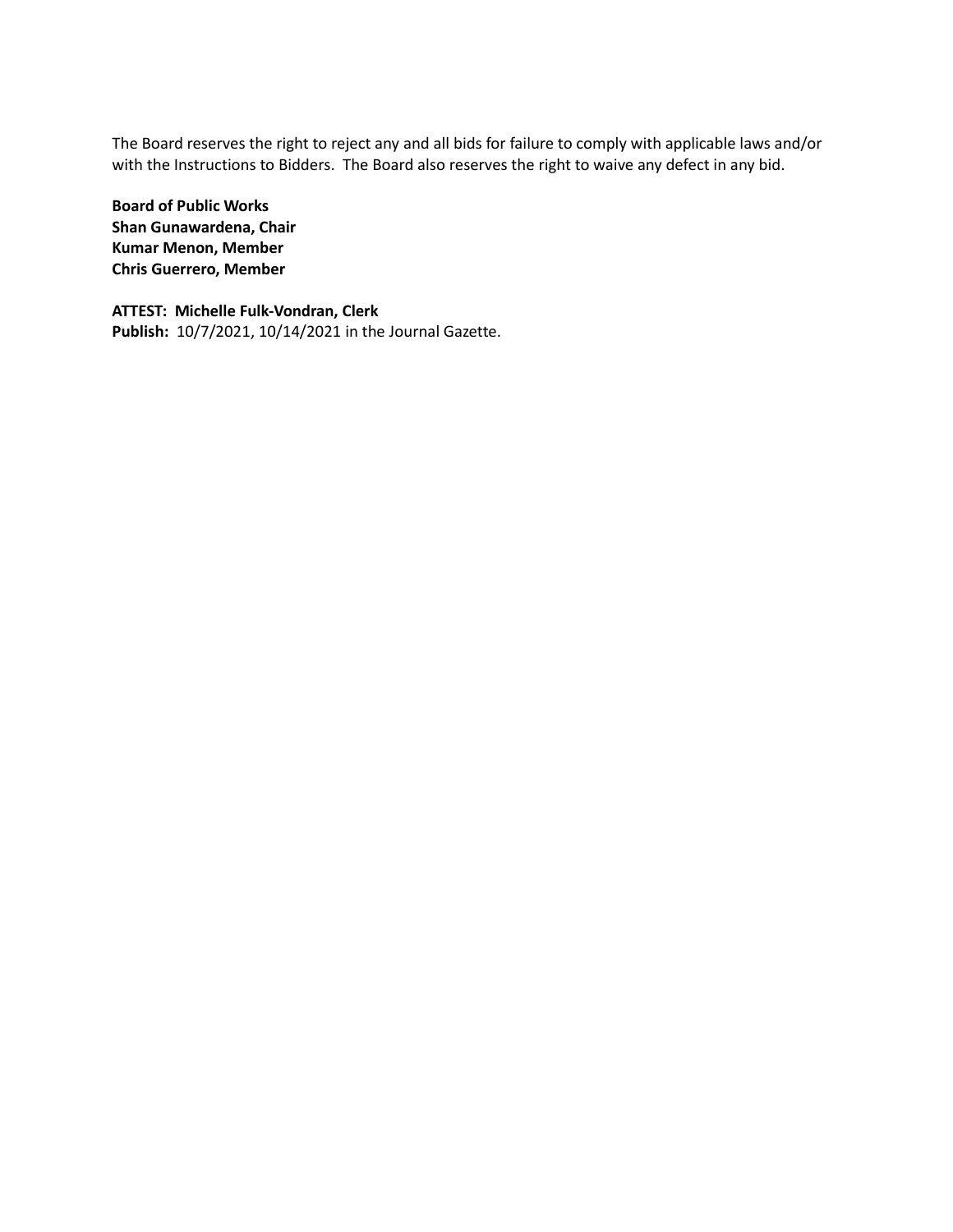The Board reserves the right to reject any and all bids for failure to comply with applicable laws and/or with the Instructions to Bidders. The Board also reserves the right to waive any defect in any bid.

**Board of Public Works**
**Shan Gunawardena, Chair**
**Kumar Menon, Member**
**Chris Guerrero, Member**

**ATTEST: Michelle Fulk-Vondran, Clerk**
**Publish:** 10/7/2021, 10/14/2021 in the Journal Gazette.